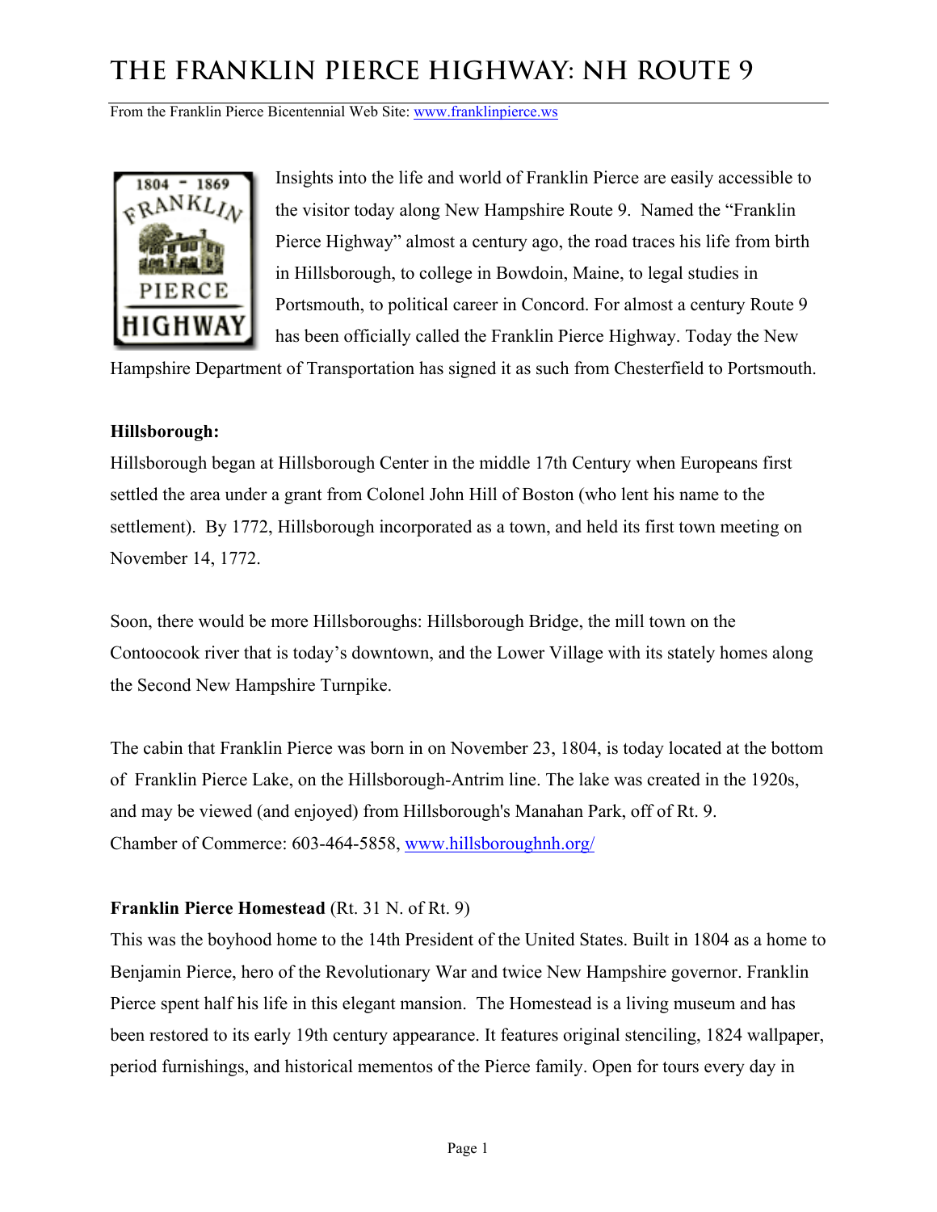# THE FRANKLIN PIERCE HIGHWAY: NH ROUTE 9

From the Franklin Pierce Bicentennial Web Site: www.franklinpierce.ws

Insights into the life and world of Franklin Pierce are easily accessible to the visitor today along New Hampshire Route 9. Named the "Franklin Pierce Highway" almost a century ago, the road traces his life from birth in Hillsborough, to college in Bowdoin, Maine, to legal studies in Portsmouth, to political career in Concord. For almost a century Route 9 has been officially called the Franklin Pierce Highway. Today the New Hampshire Department of Transportation has signed it as such from Chesterfield to Portsmouth.

**Hillsborough:**

Hillsborough began at Hillsborough Center in the middle 17th Century when Europeans first settled the area under a grant from Colonel John Hill of Boston (who lent his name to the settlement). By 1772, Hillsborough incorporated as a town, and held its first town meeting on November 14, 1772.

Soon, there would be more Hillsboroughs: Hillsborough Bridge, the mill town on the Contoocook river that is today's downtown, and the Lower Village with its stately homes along the Second New Hampshire Turnpike.

The cabin that Franklin Pierce was born in on November 23, 1804, is today located at the bottom of Franklin Pierce Lake, on the Hillsborough-Antrim line. The lake was created in the 1920s, and may be viewed (and enjoyed) from Hillsborough's Manahan Park, off of Rt. 9.
Chamber of Commerce: 603-464-5858, www.hillsboroughnh.org/

**Franklin Pierce Homestead** (Rt. 31 N. of Rt. 9)

This was the boyhood home to the 14th President of the United States. Built in 1804 as a home to Benjamin Pierce, hero of the Revolutionary War and twice New Hampshire governor. Franklin Pierce spent half his life in this elegant mansion. The Homestead is a living museum and has been restored to its early 19th century appearance. It features original stenciling, 1824 wallpaper, period furnishings, and historical mementos of the Pierce family. Open for tours every day in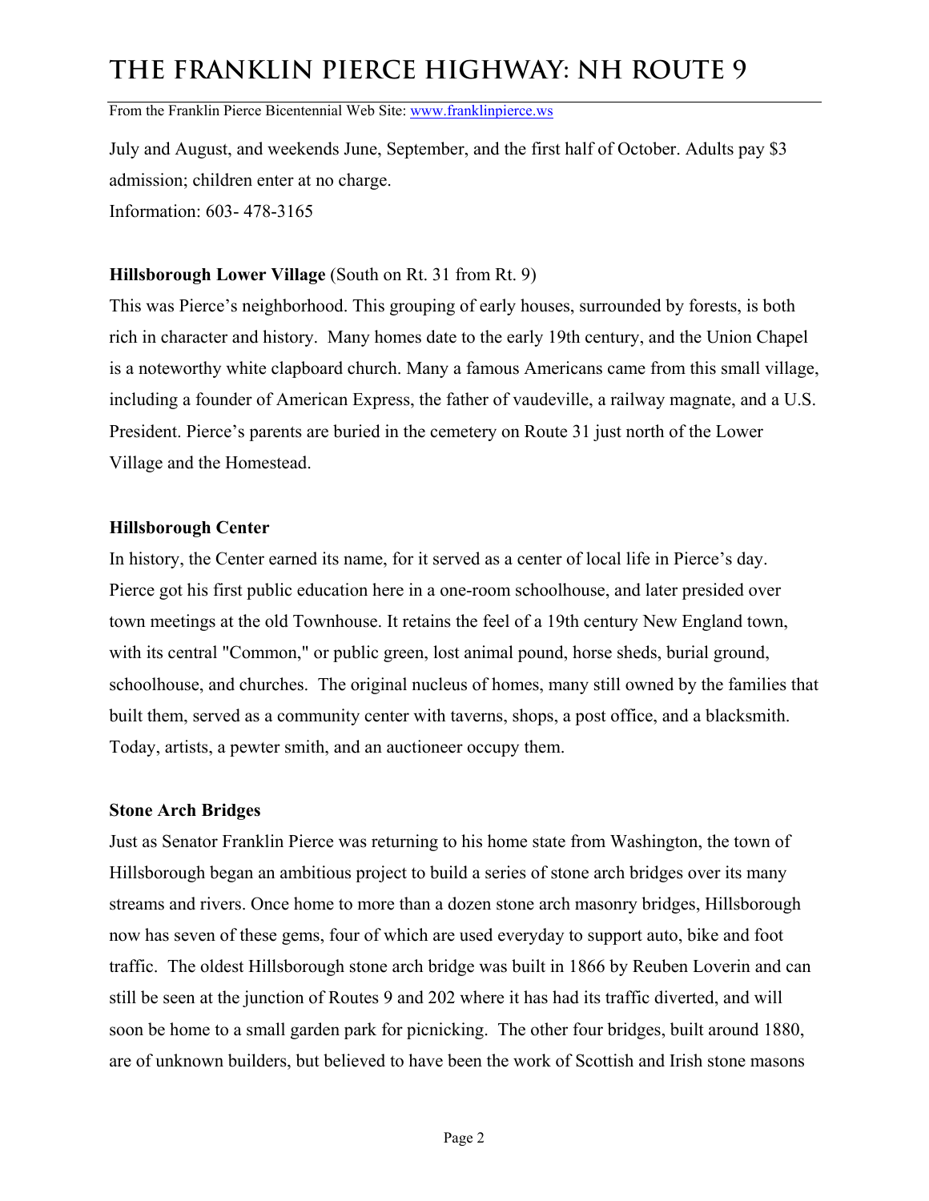July and August, and weekends June, September, and the first half of October. Adults pay $3 admission; children enter at no charge.
Information: 603- 478-3165

**Hillsborough Lower Village** (South on Rt. 31 from Rt. 9)

This was Pierce's neighborhood. This grouping of early houses, surrounded by forests, is both rich in character and history. Many homes date to the early 19th century, and the Union Chapel is a noteworthy white clapboard church. Many a famous Americans came from this small village, including a founder of American Express, the father of vaudeville, a railway magnate, and a U.S. President. Pierce's parents are buried in the cemetery on Route 31 just north of the Lower Village and the Homestead.

**Hillsborough Center**

In history, the Center earned its name, for it served as a center of local life in Pierce's day. Pierce got his first public education here in a one-room schoolhouse, and later presided over town meetings at the old Townhouse. It retains the feel of a 19th century New England town, with its central "Common," or public green, lost animal pound, horse sheds, burial ground, schoolhouse, and churches. The original nucleus of homes, many still owned by the families that built them, served as a community center with taverns, shops, a post office, and a blacksmith. Today, artists, a pewter smith, and an auctioneer occupy them.

**Stone Arch Bridges**

Just as Senator Franklin Pierce was returning to his home state from Washington, the town of Hillsborough began an ambitious project to build a series of stone arch bridges over its many streams and rivers. Once home to more than a dozen stone arch masonry bridges, Hillsborough now has seven of these gems, four of which are used everyday to support auto, bike and foot traffic. The oldest Hillsborough stone arch bridge was built in 1866 by Reuben Loverin and can still be seen at the junction of Routes 9 and 202 where it has had its traffic diverted, and will soon be home to a small garden park for picnicking. The other four bridges, built around 1880, are of unknown builders, but believed to have been the work of Scottish and Irish stone masons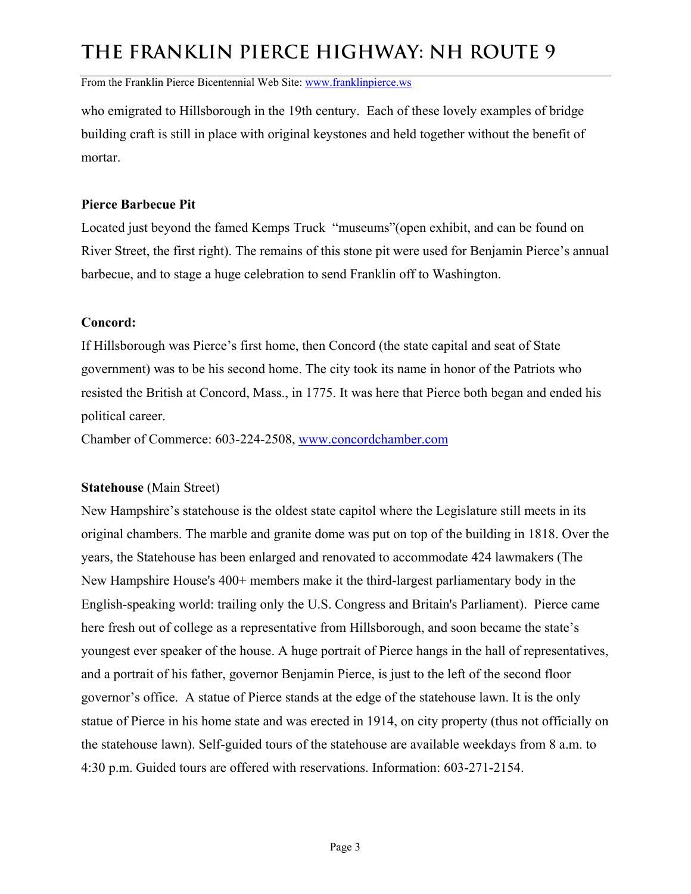who emigrated to Hillsborough in the 19th century. Each of these lovely examples of bridge building craft is still in place with original keystones and held together without the benefit of mortar.

**Pierce Barbecue Pit**

Located just beyond the famed Kemps Truck "museums"(open exhibit, and can be found on River Street, the first right). The remains of this stone pit were used for Benjamin Pierce's annual barbecue, and to stage a huge celebration to send Franklin off to Washington.

**Concord:**

If Hillsborough was Pierce's first home, then Concord (the state capital and seat of State government) was to be his second home. The city took its name in honor of the Patriots who resisted the British at Concord, Mass., in 1775. It was here that Pierce both began and ended his political career.

Chamber of Commerce: 603-224-2508, [www.concordchamber.com](http://www.concordchamber.com)

**Statehouse** (Main Street)

New Hampshire's statehouse is the oldest state capitol where the Legislature still meets in its original chambers. The marble and granite dome was put on top of the building in 1818. Over the years, the Statehouse has been enlarged and renovated to accommodate 424 lawmakers (The New Hampshire House's 400+ members make it the third-largest parliamentary body in the English-speaking world: trailing only the U.S. Congress and Britain's Parliament). Pierce came here fresh out of college as a representative from Hillsborough, and soon became the state's youngest ever speaker of the house. A huge portrait of Pierce hangs in the hall of representatives, and a portrait of his father, governor Benjamin Pierce, is just to the left of the second floor governor's office. A statue of Pierce stands at the edge of the statehouse lawn. It is the only statue of Pierce in his home state and was erected in 1914, on city property (thus not officially on the statehouse lawn). Self-guided tours of the statehouse are available weekdays from 8 a.m. to 4:30 p.m. Guided tours are offered with reservations. Information: 603-271-2154.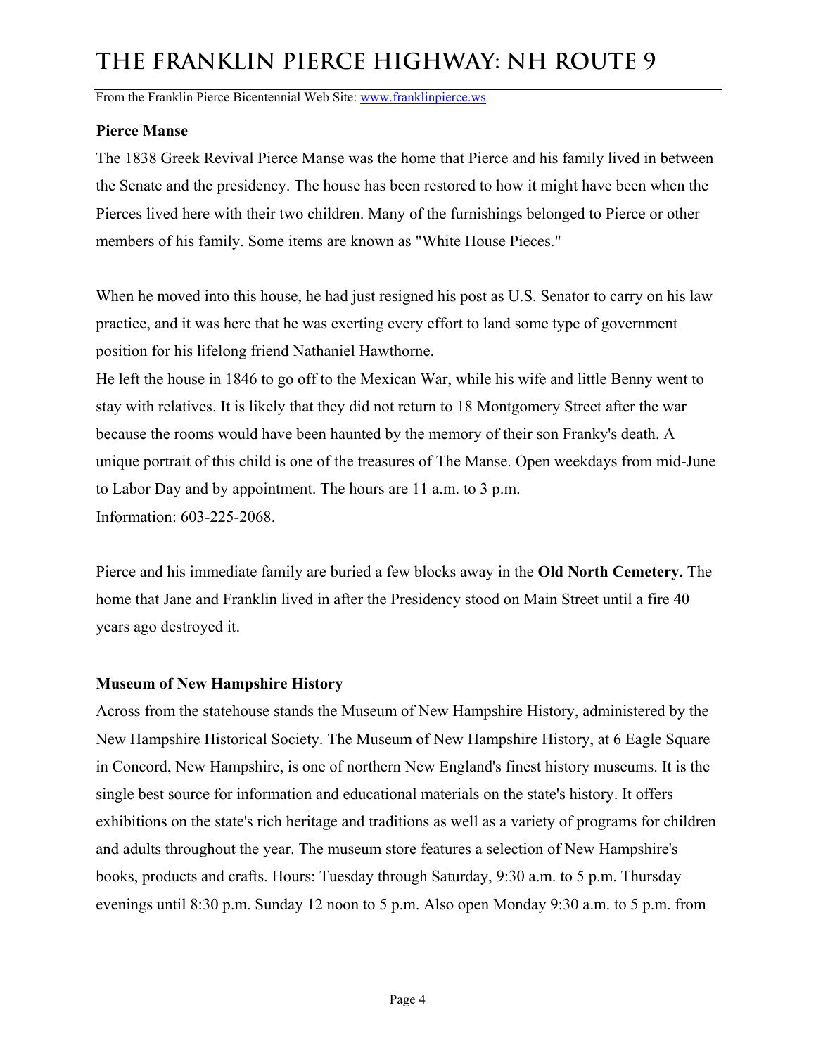### Pierce Manse

The 1838 Greek Revival Pierce Manse was the home that Pierce and his family lived in between the Senate and the presidency. The house has been restored to how it might have been when the Pierces lived here with their two children. Many of the furnishings belonged to Pierce or other members of his family. Some items are known as "White House Pieces."

When he moved into this house, he had just resigned his post as U.S. Senator to carry on his law practice, and it was here that he was exerting every effort to land some type of government position for his lifelong friend Nathaniel Hawthorne.

He left the house in 1846 to go off to the Mexican War, while his wife and little Benny went to stay with relatives. It is likely that they did not return to 18 Montgomery Street after the war because the rooms would have been haunted by the memory of their son Franky's death. A unique portrait of this child is one of the treasures of The Manse. Open weekdays from mid-June to Labor Day and by appointment. The hours are 11 a.m. to 3 p.m.

Information: 603-225-2068.

Pierce and his immediate family are buried a few blocks away in the **Old North Cemetery.** The home that Jane and Franklin lived in after the Presidency stood on Main Street until a fire 40 years ago destroyed it.

### Museum of New Hampshire History

Across from the statehouse stands the Museum of New Hampshire History, administered by the New Hampshire Historical Society. The Museum of New Hampshire History, at 6 Eagle Square in Concord, New Hampshire, is one of northern New England's finest history museums. It is the single best source for information and educational materials on the state's history. It offers exhibitions on the state's rich heritage and traditions as well as a variety of programs for children and adults throughout the year. The museum store features a selection of New Hampshire's books, products and crafts. Hours: Tuesday through Saturday, 9:30 a.m. to 5 p.m. Thursday evenings until 8:30 p.m. Sunday 12 noon to 5 p.m. Also open Monday 9:30 a.m. to 5 p.m. from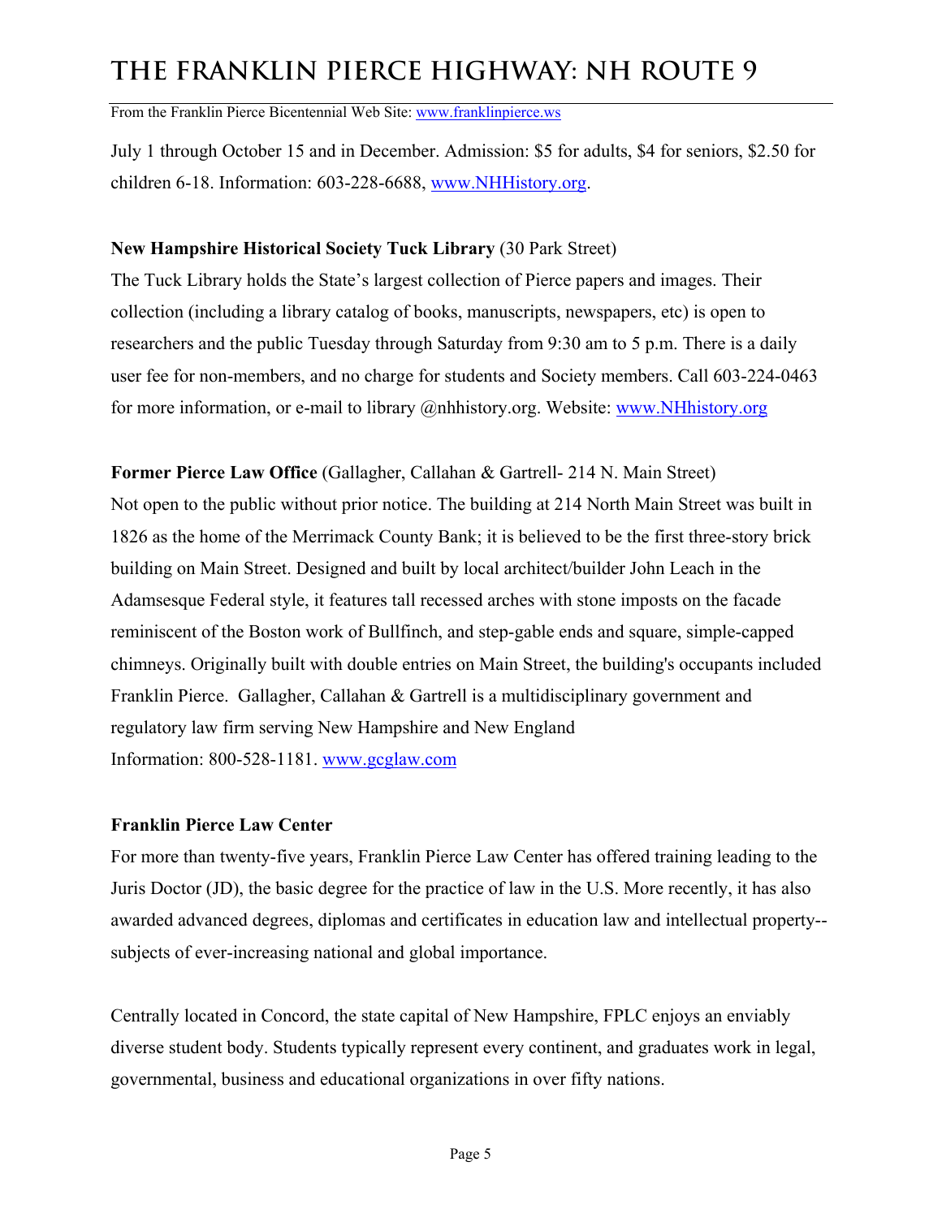July 1 through October 15 and in December. Admission: $5 for adults, $4 for seniors, $2.50 for children 6-18. Information: 603-228-6688, [www.NHHistory.org](http://www.NHHistory.org).

**New Hampshire Historical Society Tuck Library** (30 Park Street)

The Tuck Library holds the State's largest collection of Pierce papers and images. Their collection (including a library catalog of books, manuscripts, newspapers, etc) is open to researchers and the public Tuesday through Saturday from 9:30 am to 5 p.m. There is a daily user fee for non-members, and no charge for students and Society members. Call 603-224-0463 for more information, or e-mail to library @nhhistory.org. Website: [www.NHhistory.org](http://www.NHhistory.org)

**Former Pierce Law Office** (Gallagher, Callahan & Gartrell- 214 N. Main Street)

Not open to the public without prior notice. The building at 214 North Main Street was built in 1826 as the home of the Merrimack County Bank; it is believed to be the first three-story brick building on Main Street. Designed and built by local architect/builder John Leach in the Adamsesque Federal style, it features tall recessed arches with stone imposts on the facade reminiscent of the Boston work of Bullfinch, and step-gable ends and square, simple-capped chimneys. Originally built with double entries on Main Street, the building's occupants included Franklin Pierce. Gallagher, Callahan & Gartrell is a multidisciplinary government and regulatory law firm serving New Hampshire and New England

Information: 800-528-1181. [www.gcglaw.com](http://www.gcglaw.com)

**Franklin Pierce Law Center**

For more than twenty-five years, Franklin Pierce Law Center has offered training leading to the Juris Doctor (JD), the basic degree for the practice of law in the U.S. More recently, it has also awarded advanced degrees, diplomas and certificates in education law and intellectual property--subjects of ever-increasing national and global importance.

Centrally located in Concord, the state capital of New Hampshire, FPLC enjoys an enviably diverse student body. Students typically represent every continent, and graduates work in legal, governmental, business and educational organizations in over fifty nations.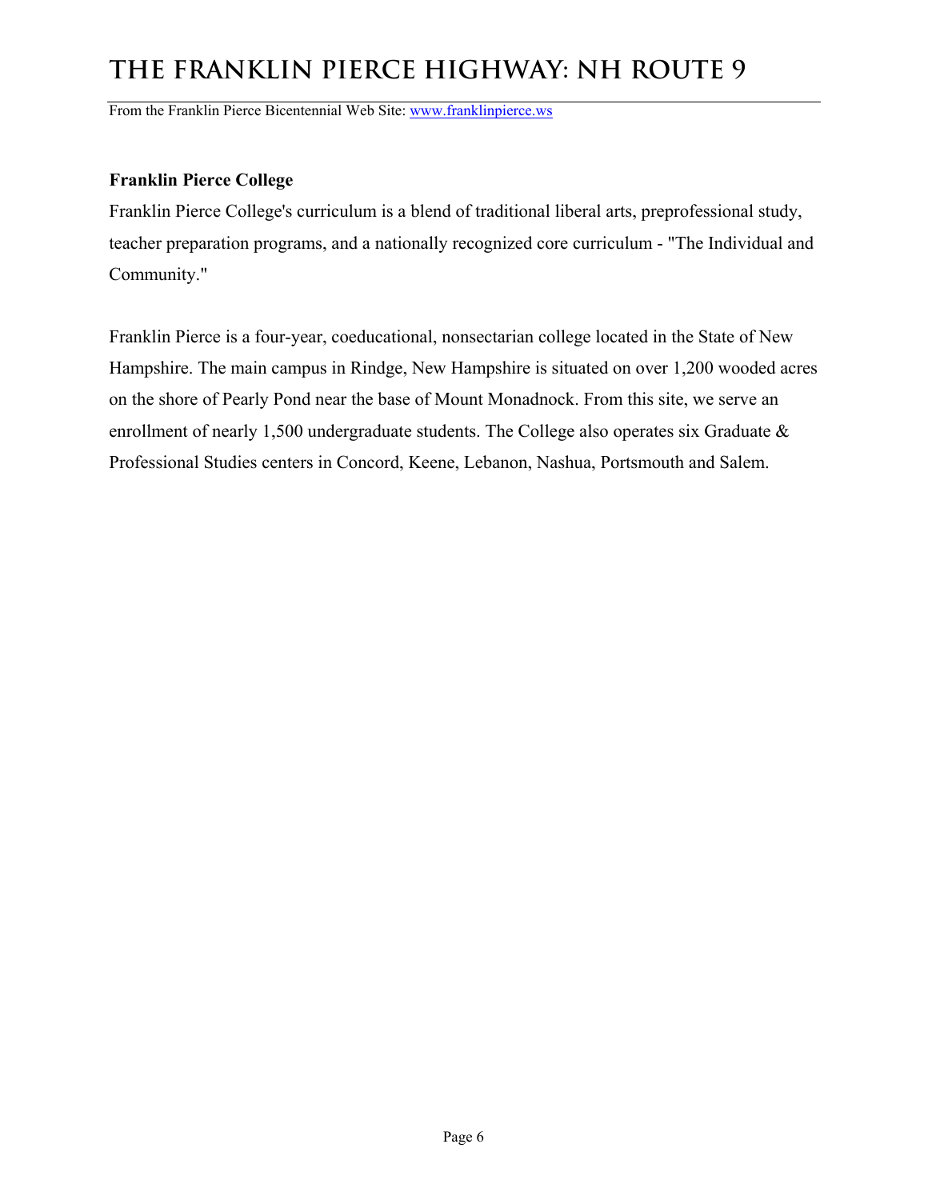**Franklin Pierce College**

Franklin Pierce College's curriculum is a blend of traditional liberal arts, preprofessional study, teacher preparation programs, and a nationally recognized core curriculum - "The Individual and Community."

Franklin Pierce is a four-year, coeducational, nonsectarian college located in the State of New Hampshire. The main campus in Rindge, New Hampshire is situated on over 1,200 wooded acres on the shore of Pearly Pond near the base of Mount Monadnock. From this site, we serve an enrollment of nearly 1,500 undergraduate students. The College also operates six Graduate & Professional Studies centers in Concord, Keene, Lebanon, Nashua, Portsmouth and Salem.